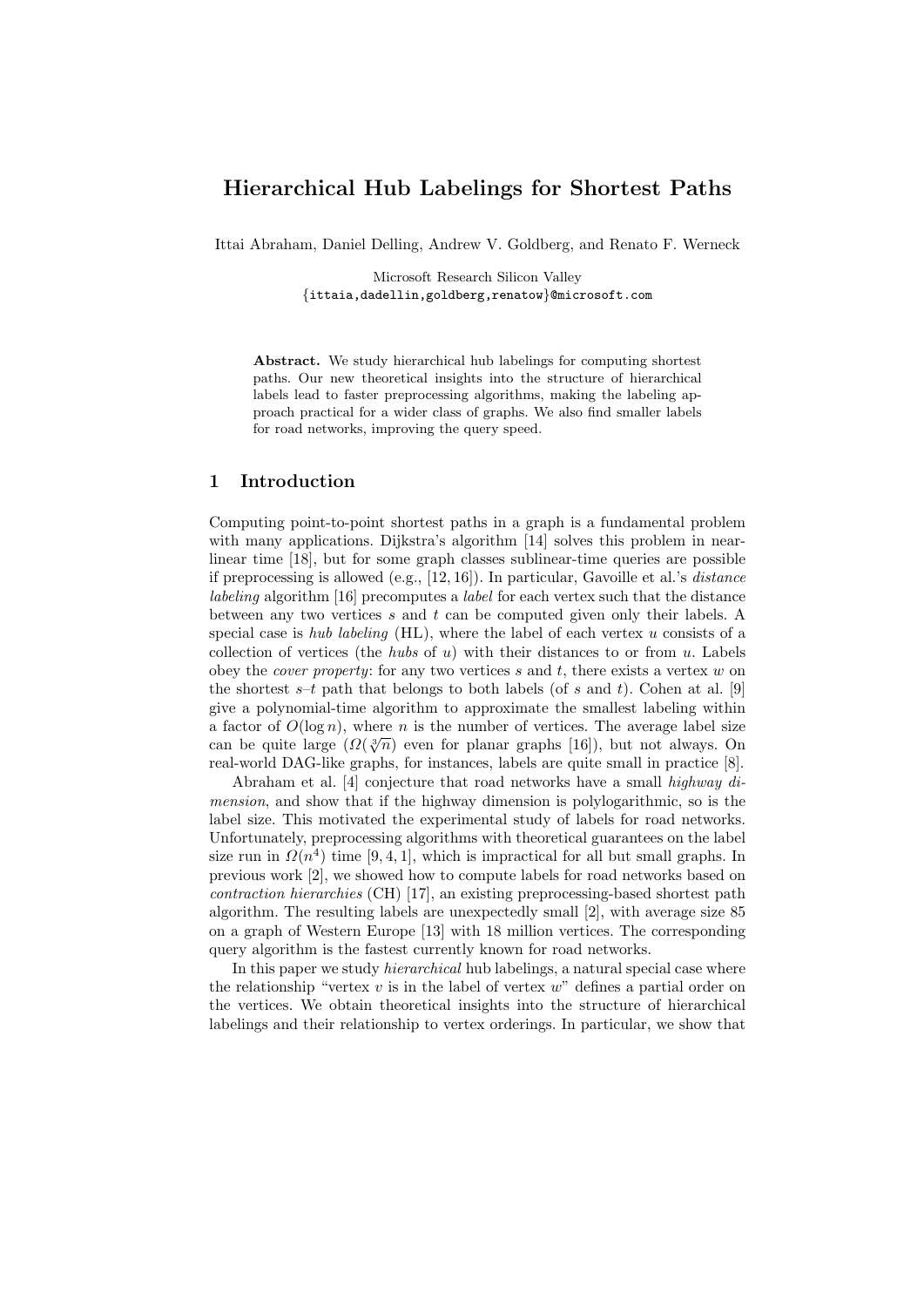# Hierarchical Hub Labelings for Shortest Paths

Ittai Abraham, Daniel Delling, Andrew V. Goldberg, and Renato F. Werneck

Microsoft Research Silicon Valley
{ittaia,dadellin,goldberg,renatow}@microsoft.com

**Abstract.** We study hierarchical hub labelings for computing shortest paths. Our new theoretical insights into the structure of hierarchical labels lead to faster preprocessing algorithms, making the labeling approach practical for a wider class of graphs. We also find smaller labels for road networks, improving the query speed.

## 1 Introduction

Computing point-to-point shortest paths in a graph is a fundamental problem with many applications. Dijkstra's algorithm [14] solves this problem in near-linear time [18], but for some graph classes sublinear-time queries are possible if preprocessing is allowed (e.g., [12, 16]). In particular, Gavoille et al.'s *distance labeling* algorithm [16] precomputes a *label* for each vertex such that the distance between any two vertices $s$ and $t$ can be computed given only their labels. A special case is *hub labeling* (HL), where the label of each vertex $u$ consists of a collection of vertices (the *hubs* of $u$) with their distances to or from $u$. Labels obey the *cover property*: for any two vertices $s$ and $t$, there exists a vertex $w$ on the shortest $s$–$t$ path that belongs to both labels (of $s$ and $t$). Cohen at al. [9] give a polynomial-time algorithm to approximate the smallest labeling within a factor of $O(\log n)$, where $n$ is the number of vertices. The average label size can be quite large ($\Omega(\sqrt[3]{n})$ even for planar graphs [16]), but not always. On real-world DAG-like graphs, for instances, labels are quite small in practice [8].

Abraham et al. [4] conjecture that road networks have a small *highway dimension*, and show that if the highway dimension is polylogarithmic, so is the label size. This motivated the experimental study of labels for road networks. Unfortunately, preprocessing algorithms with theoretical guarantees on the label size run in $\Omega(n^4)$ time [9, 4, 1], which is impractical for all but small graphs. In previous work [2], we showed how to compute labels for road networks based on *contraction hierarchies* (CH) [17], an existing preprocessing-based shortest path algorithm. The resulting labels are unexpectedly small [2], with average size 85 on a graph of Western Europe [13] with 18 million vertices. The corresponding query algorithm is the fastest currently known for road networks.

In this paper we study *hierarchical* hub labelings, a natural special case where the relationship "vertex $v$ is in the label of vertex $w$" defines a partial order on the vertices. We obtain theoretical insights into the structure of hierarchical labelings and their relationship to vertex orderings. In particular, we show that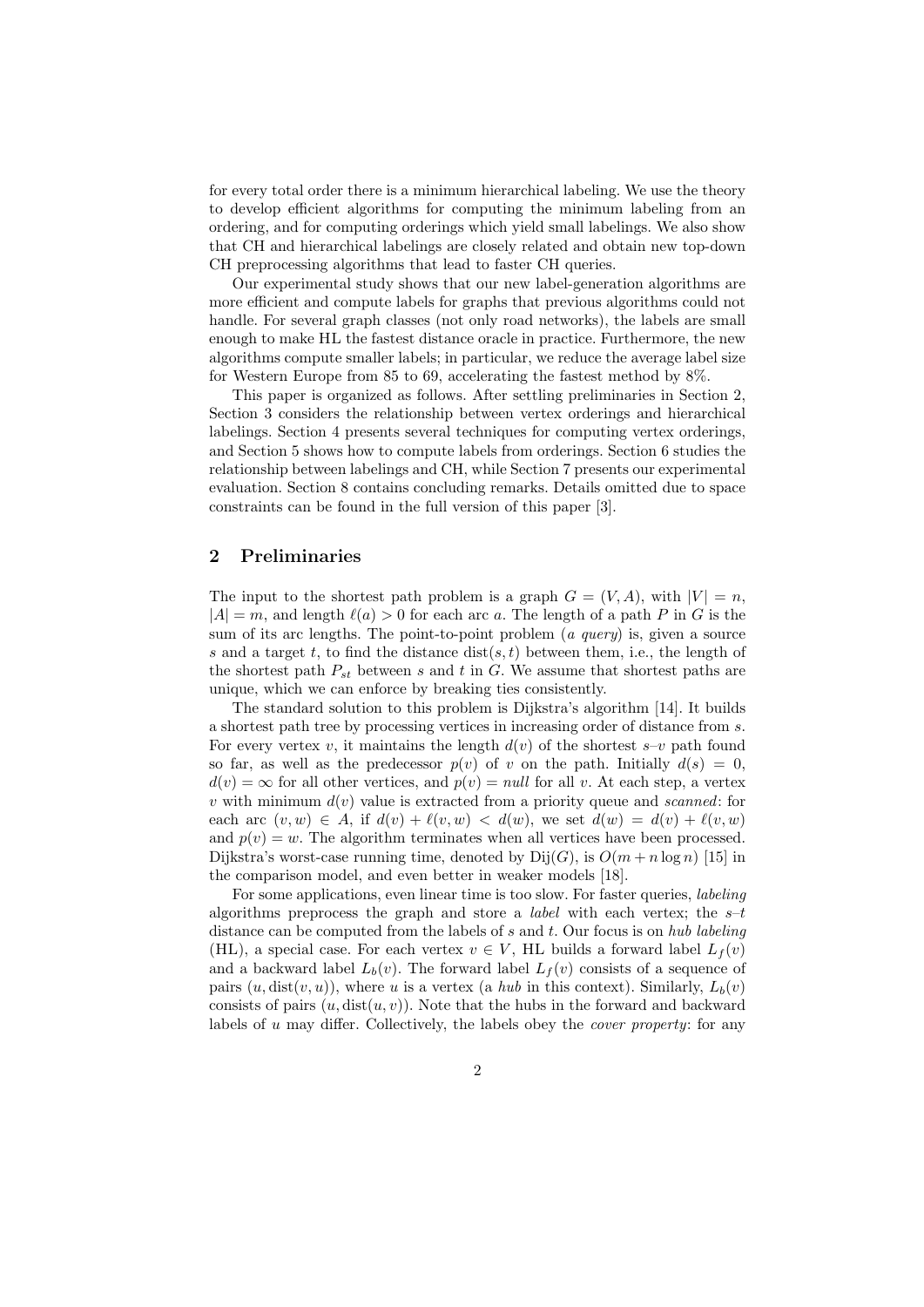for every total order there is a minimum hierarchical labeling. We use the theory to develop efficient algorithms for computing the minimum labeling from an ordering, and for computing orderings which yield small labelings. We also show that CH and hierarchical labelings are closely related and obtain new top-down CH preprocessing algorithms that lead to faster CH queries.

Our experimental study shows that our new label-generation algorithms are more efficient and compute labels for graphs that previous algorithms could not handle. For several graph classes (not only road networks), the labels are small enough to make HL the fastest distance oracle in practice. Furthermore, the new algorithms compute smaller labels; in particular, we reduce the average label size for Western Europe from 85 to 69, accelerating the fastest method by 8%.

This paper is organized as follows. After settling preliminaries in Section 2, Section 3 considers the relationship between vertex orderings and hierarchical labelings. Section 4 presents several techniques for computing vertex orderings, and Section 5 shows how to compute labels from orderings. Section 6 studies the relationship between labelings and CH, while Section 7 presents our experimental evaluation. Section 8 contains concluding remarks. Details omitted due to space constraints can be found in the full version of this paper [3].

## 2 Preliminaries

The input to the shortest path problem is a graph $G = (V, A)$, with $|V| = n$, $|A| = m$, and length $\ell(a) > 0$ for each arc $a$. The length of a path $P$ in $G$ is the sum of its arc lengths. The point-to-point problem (*a query*) is, given a source $s$ and a target $t$, to find the distance $\text{dist}(s, t)$ between them, i.e., the length of the shortest path $P_{st}$ between $s$ and $t$ in $G$. We assume that shortest paths are unique, which we can enforce by breaking ties consistently.

The standard solution to this problem is Dijkstra's algorithm [14]. It builds a shortest path tree by processing vertices in increasing order of distance from $s$. For every vertex $v$, it maintains the length $d(v)$ of the shortest $s$–$v$ path found so far, as well as the predecessor $p(v)$ of $v$ on the path. Initially $d(s) = 0$, $d(v) = \infty$ for all other vertices, and $p(v) = null$ for all $v$. At each step, a vertex $v$ with minimum $d(v)$ value is extracted from a priority queue and *scanned*: for each arc $(v, w) \in A$, if $d(v) + \ell(v, w) < d(w)$, we set $d(w) = d(v) + \ell(v, w)$ and $p(v) = w$. The algorithm terminates when all vertices have been processed. Dijkstra's worst-case running time, denoted by $\text{Dij}(G)$, is $O(m + n \log n)$ [15] in the comparison model, and even better in weaker models [18].

For some applications, even linear time is too slow. For faster queries, *labeling* algorithms preprocess the graph and store a *label* with each vertex; the $s$–$t$ distance can be computed from the labels of $s$ and $t$. Our focus is on *hub labeling* (HL), a special case. For each vertex $v \in V$, HL builds a forward label $L_f(v)$ and a backward label $L_b(v)$. The forward label $L_f(v)$ consists of a sequence of pairs $(u, \text{dist}(v, u))$, where $u$ is a vertex (a *hub* in this context). Similarly, $L_b(v)$ consists of pairs $(u, \text{dist}(u, v))$. Note that the hubs in the forward and backward labels of $u$ may differ. Collectively, the labels obey the *cover property*: for any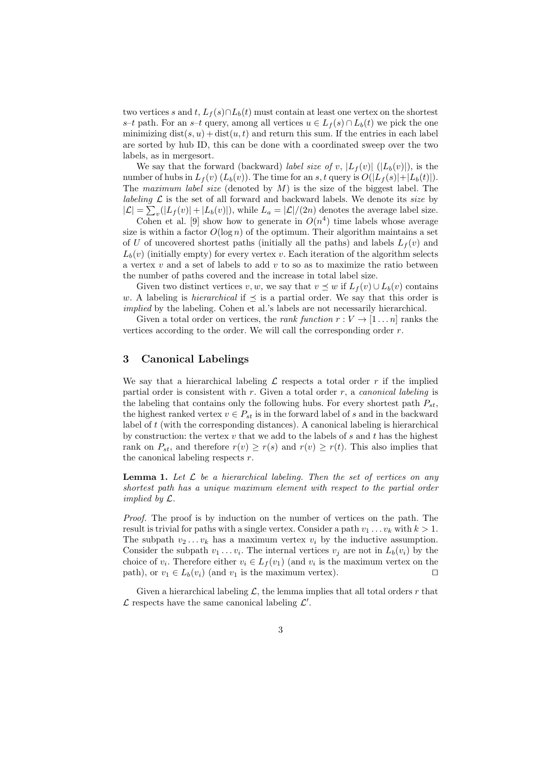two vertices $s$ and $t$, $L_f(s) \cap L_b(t)$ must contain at least one vertex on the shortest $s$–$t$ path. For an $s$–$t$ query, among all vertices $u \in L_f(s) \cap L_b(t)$ we pick the one minimizing $\text{dist}(s, u) + \text{dist}(u, t)$ and return this sum. If the entries in each label are sorted by hub ID, this can be done with a coordinated sweep over the two labels, as in mergesort.

We say that the forward (backward) *label size of* $v$, $|L_f(v)|$ ($|L_b(v)|$), is the number of hubs in $L_f(v)$ ($L_b(v)$). The time for an $s, t$ query is $O(|L_f(s)| + |L_b(t)|)$. The *maximum label size* (denoted by $M$) is the size of the biggest label. The *labeling* $\mathcal{L}$ is the set of all forward and backward labels. We denote its *size* by $|\mathcal{L}| = \sum_v (|L_f(v)| + |L_b(v)|)$, while $L_a = |\mathcal{L}|/(2n)$ denotes the average label size.

Cohen et al. [9] show how to generate in $O(n^4)$ time labels whose average size is within a factor $O(\log n)$ of the optimum. Their algorithm maintains a set of $U$ of uncovered shortest paths (initially all the paths) and labels $L_f(v)$ and $L_b(v)$ (initially empty) for every vertex $v$. Each iteration of the algorithm selects a vertex $v$ and a set of labels to add $v$ to so as to maximize the ratio between the number of paths covered and the increase in total label size.

Given two distinct vertices $v, w$, we say that $v \preceq w$ if $L_f(v) \cup L_b(v)$ contains $w$. A labeling is *hierarchical* if $\preceq$ is a partial order. We say that this order is *implied* by the labeling. Cohen et al.'s labels are not necessarily hierarchical.

Given a total order on vertices, the *rank function* $r : V \to [1 \dots n]$ ranks the vertices according to the order. We will call the corresponding order $r$.

## 3 Canonical Labelings

We say that a hierarchical labeling $\mathcal{L}$ respects a total order $r$ if the implied partial order is consistent with $r$. Given a total order $r$, a *canonical labeling* is the labeling that contains only the following hubs. For every shortest path $P_{st}$, the highest ranked vertex $v \in P_{st}$ is in the forward label of $s$ and in the backward label of $t$ (with the corresponding distances). A canonical labeling is hierarchical by construction: the vertex $v$ that we add to the labels of $s$ and $t$ has the highest rank on $P_{st}$, and therefore $r(v) \geq r(s)$ and $r(v) \geq r(t)$. This also implies that the canonical labeling respects $r$.

**Lemma 1.** *Let $\mathcal{L}$ be a hierarchical labeling. Then the set of vertices on any shortest path has a unique maximum element with respect to the partial order implied by $\mathcal{L}$.*

*Proof.* The proof is by induction on the number of vertices on the path. The result is trivial for paths with a single vertex. Consider a path $v_1 \dots v_k$ with $k > 1$. The subpath $v_2 \dots v_k$ has a maximum vertex $v_i$ by the inductive assumption. Consider the subpath $v_1 \dots v_i$. The internal vertices $v_j$ are not in $L_b(v_i)$ by the choice of $v_i$. Therefore either $v_i \in L_f(v_1)$ (and $v_i$ is the maximum vertex on the path), or $v_1 \in L_b(v_i)$ (and $v_1$ is the maximum vertex). ⊓⊔

Given a hierarchical labeling $\mathcal{L}$, the lemma implies that all total orders $r$ that $\mathcal{L}$ respects have the same canonical labeling $\mathcal{L}'$.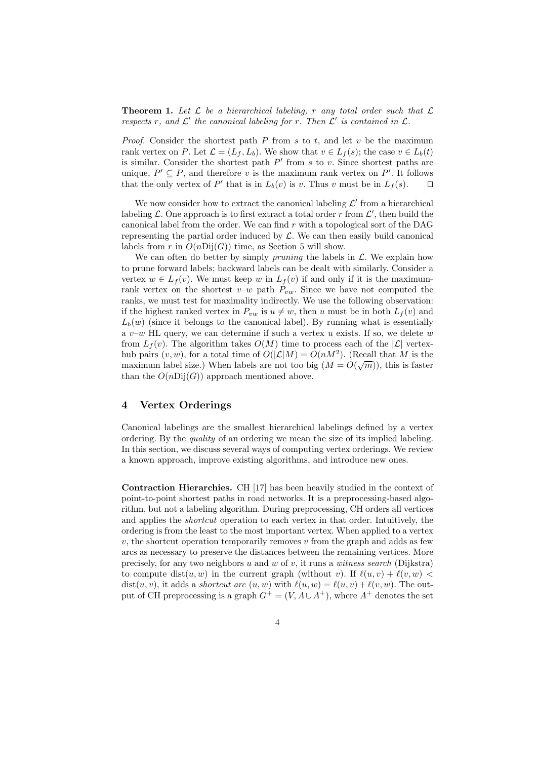**Theorem 1.** *Let $\mathcal{L}$ be a hierarchical labeling, $r$ any total order such that $\mathcal{L}$ respects $r$, and $\mathcal{L}'$ the canonical labeling for $r$. Then $\mathcal{L}'$ is contained in $\mathcal{L}$.*

*Proof.* Consider the shortest path $P$ from $s$ to $t$, and let $v$ be the maximum rank vertex on $P$. Let $\mathcal{L} = (L_f, L_b)$. We show that $v \in L_f(s)$; the case $v \in L_b(t)$ is similar. Consider the shortest path $P'$ from $s$ to $v$. Since shortest paths are unique, $P' \subseteq P$, and therefore $v$ is the maximum rank vertex on $P'$. It follows that the only vertex of $P'$ that is in $L_b(v)$ is $v$. Thus $v$ must be in $L_f(s)$. $\square$

We now consider how to extract the canonical labeling $\mathcal{L}'$ from a hierarchical labeling $\mathcal{L}$. One approach is to first extract a total order $r$ from $\mathcal{L}'$, then build the canonical label from the order. We can find $r$ with a topological sort of the DAG representing the partial order induced by $\mathcal{L}$. We can then easily build canonical labels from $r$ in $O(n\text{Dij}(G))$ time, as Section 5 will show.

We can often do better by simply *pruning* the labels in $\mathcal{L}$. We explain how to prune forward labels; backward labels can be dealt with similarly. Consider a vertex $w \in L_f(v)$. We must keep $w$ in $L_f(v)$ if and only if it is the maximum-rank vertex on the shortest $v$–$w$ path $P_{vw}$. Since we have not computed the ranks, we must test for maximality indirectly. We use the following observation: if the highest ranked vertex in $P_{vw}$ is $u \neq w$, then $u$ must be in both $L_f(v)$ and $L_b(w)$ (since it belongs to the canonical label). By running what is essentially a $v$–$w$ HL query, we can determine if such a vertex $u$ exists. If so, we delete $w$ from $L_f(v)$. The algorithm takes $O(M)$ time to process each of the $|\mathcal{L}|$ vertex-hub pairs $(v, w)$, for a total time of $O(|\mathcal{L}|M) = O(nM^2)$. (Recall that $M$ is the maximum label size.) When labels are not too big ($M = O(\sqrt{m})$), this is faster than the $O(n\text{Dij}(G))$ approach mentioned above.

## 4 Vertex Orderings

Canonical labelings are the smallest hierarchical labelings defined by a vertex ordering. By the *quality* of an ordering we mean the size of its implied labeling. In this section, we discuss several ways of computing vertex orderings. We review a known approach, improve existing algorithms, and introduce new ones.

**Contraction Hierarchies.** CH [17] has been heavily studied in the context of point-to-point shortest paths in road networks. It is a preprocessing-based algorithm, but not a labeling algorithm. During preprocessing, CH orders all vertices and applies the *shortcut* operation to each vertex in that order. Intuitively, the ordering is from the least to the most important vertex. When applied to a vertex $v$, the shortcut operation temporarily removes $v$ from the graph and adds as few arcs as necessary to preserve the distances between the remaining vertices. More precisely, for any two neighbors $u$ and $w$ of $v$, it runs a *witness search* (Dijkstra) to compute $\text{dist}(u, w)$ in the current graph (without $v$). If $\ell(u, v) + \ell(v, w) < \text{dist}(u, v)$, it adds a *shortcut arc* $(u, w)$ with $\ell(u, w) = \ell(u, v) + \ell(v, w)$. The output of CH preprocessing is a graph $G^+ = (V, A \cup A^+)$, where $A^+$ denotes the set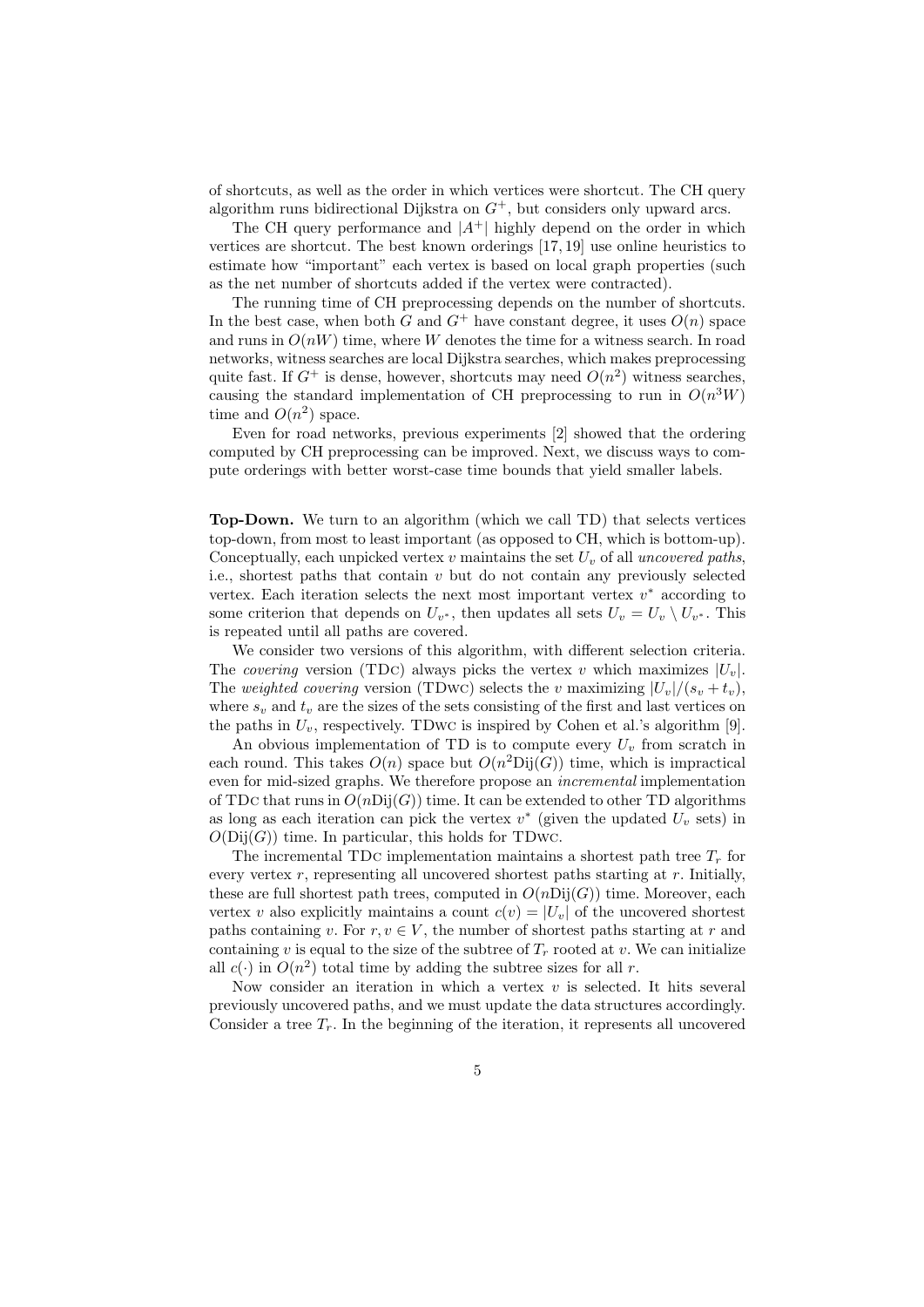of shortcuts, as well as the order in which vertices were shortcut. The CH query algorithm runs bidirectional Dijkstra on $G^+$, but considers only upward arcs.

The CH query performance and $|A^+|$ highly depend on the order in which vertices are shortcut. The best known orderings [17, 19] use online heuristics to estimate how "important" each vertex is based on local graph properties (such as the net number of shortcuts added if the vertex were contracted).

The running time of CH preprocessing depends on the number of shortcuts. In the best case, when both $G$ and $G^+$ have constant degree, it uses $O(n)$ space and runs in $O(nW)$ time, where $W$ denotes the time for a witness search. In road networks, witness searches are local Dijkstra searches, which makes preprocessing quite fast. If $G^+$ is dense, however, shortcuts may need $O(n^2)$ witness searches, causing the standard implementation of CH preprocessing to run in $O(n^3W)$ time and $O(n^2)$ space.

Even for road networks, previous experiments [2] showed that the ordering computed by CH preprocessing can be improved. Next, we discuss ways to compute orderings with better worst-case time bounds that yield smaller labels.

**Top-Down.** We turn to an algorithm (which we call TD) that selects vertices top-down, from most to least important (as opposed to CH, which is bottom-up). Conceptually, each unpicked vertex $v$ maintains the set $U_v$ of all *uncovered paths*, i.e., shortest paths that contain $v$ but do not contain any previously selected vertex. Each iteration selects the next most important vertex $v^*$ according to some criterion that depends on $U_{v^*}$, then updates all sets $U_v = U_v \setminus U_{v^*}$. This is repeated until all paths are covered.

We consider two versions of this algorithm, with different selection criteria. The *covering* version (TDc) always picks the vertex $v$ which maximizes $|U_v|$. The *weighted covering* version (TDwc) selects the $v$ maximizing $|U_v|/(s_v + t_v)$, where $s_v$ and $t_v$ are the sizes of the sets consisting of the first and last vertices on the paths in $U_v$, respectively. TDwc is inspired by Cohen et al.'s algorithm [9].

An obvious implementation of TD is to compute every $U_v$ from scratch in each round. This takes $O(n)$ space but $O(n^2\mathrm{Dij}(G))$ time, which is impractical even for mid-sized graphs. We therefore propose an *incremental* implementation of TDc that runs in $O(n\mathrm{Dij}(G))$ time. It can be extended to other TD algorithms as long as each iteration can pick the vertex $v^*$ (given the updated $U_v$ sets) in $O(\mathrm{Dij}(G))$ time. In particular, this holds for TDwc.

The incremental TDc implementation maintains a shortest path tree $T_r$ for every vertex $r$, representing all uncovered shortest paths starting at $r$. Initially, these are full shortest path trees, computed in $O(n\mathrm{Dij}(G))$ time. Moreover, each vertex $v$ also explicitly maintains a count $c(v) = |U_v|$ of the uncovered shortest paths containing $v$. For $r, v \in V$, the number of shortest paths starting at $r$ and containing $v$ is equal to the size of the subtree of $T_r$ rooted at $v$. We can initialize all $c(\cdot)$ in $O(n^2)$ total time by adding the subtree sizes for all $r$.

Now consider an iteration in which a vertex $v$ is selected. It hits several previously uncovered paths, and we must update the data structures accordingly. Consider a tree $T_r$. In the beginning of the iteration, it represents all uncovered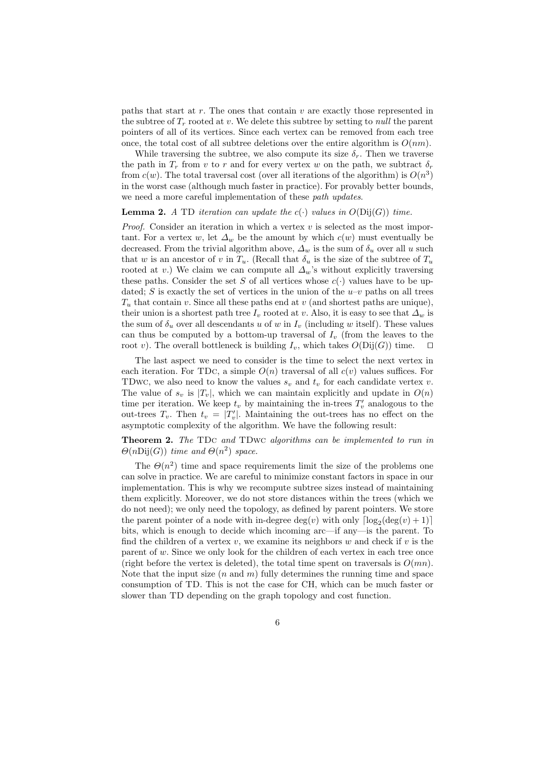paths that start at $r$. The ones that contain $v$ are exactly those represented in the subtree of $T_r$ rooted at $v$. We delete this subtree by setting to *null* the parent pointers of all of its vertices. Since each vertex can be removed from each tree once, the total cost of all subtree deletions over the entire algorithm is $O(nm)$.

While traversing the subtree, we also compute its size $\delta_r$. Then we traverse the path in $T_r$ from $v$ to $r$ and for every vertex $w$ on the path, we subtract $\delta_r$ from $c(w)$. The total traversal cost (over all iterations of the algorithm) is $O(n^3)$ in the worst case (although much faster in practice). For provably better bounds, we need a more careful implementation of these *path updates*.

**Lemma 2.** *A* TD *iteration can update the* $c(\cdot)$ *values in* $O(\mathrm{Dij}(G))$ *time.*

*Proof.* Consider an iteration in which a vertex $v$ is selected as the most important. For a vertex $w$, let $\Delta_w$ be the amount by which $c(w)$ must eventually be decreased. From the trivial algorithm above, $\Delta_w$ is the sum of $\delta_u$ over all $u$ such that $w$ is an ancestor of $v$ in $T_u$. (Recall that $\delta_u$ is the size of the subtree of $T_u$ rooted at $v$.) We claim we can compute all $\Delta_w$'s without explicitly traversing these paths. Consider the set $S$ of all vertices whose $c(\cdot)$ values have to be updated; $S$ is exactly the set of vertices in the union of the $u$–$v$ paths on all trees $T_u$ that contain $v$. Since all these paths end at $v$ (and shortest paths are unique), their union is a shortest path tree $I_v$ rooted at $v$. Also, it is easy to see that $\Delta_w$ is the sum of $\delta_u$ over all descendants $u$ of $w$ in $I_v$ (including $w$ itself). These values can thus be computed by a bottom-up traversal of $I_v$ (from the leaves to the root $v$). The overall bottleneck is building $I_v$, which takes $O(\mathrm{Dij}(G))$ time. $\square$

The last aspect we need to consider is the time to select the next vertex in each iteration. For TDc, a simple $O(n)$ traversal of all $c(v)$ values suffices. For TDwc, we also need to know the values $s_v$ and $t_v$ for each candidate vertex $v$. The value of $s_v$ is $|T_v|$, which we can maintain explicitly and update in $O(n)$ time per iteration. We keep $t_v$ by maintaining the in-trees $T'_v$ analogous to the out-trees $T_v$. Then $t_v = |T'_v|$. Maintaining the out-trees has no effect on the asymptotic complexity of the algorithm. We have the following result:

**Theorem 2.** *The* TDc *and* TDwc *algorithms can be implemented to run in* $\Theta(n\mathrm{Dij}(G))$ *time and* $\Theta(n^2)$ *space.*

The $\Theta(n^2)$ time and space requirements limit the size of the problems one can solve in practice. We are careful to minimize constant factors in space in our implementation. This is why we recompute subtree sizes instead of maintaining them explicitly. Moreover, we do not store distances within the trees (which we do not need); we only need the topology, as defined by parent pointers. We store the parent pointer of a node with in-degree $\deg(v)$ with only $\lceil \log_2(\deg(v) + 1) \rceil$ bits, which is enough to decide which incoming arc—if any—is the parent. To find the children of a vertex $v$, we examine its neighbors $w$ and check if $v$ is the parent of $w$. Since we only look for the children of each vertex in each tree once (right before the vertex is deleted), the total time spent on traversals is $O(mn)$. Note that the input size ($n$ and $m$) fully determines the running time and space consumption of TD. This is not the case for CH, which can be much faster or slower than TD depending on the graph topology and cost function.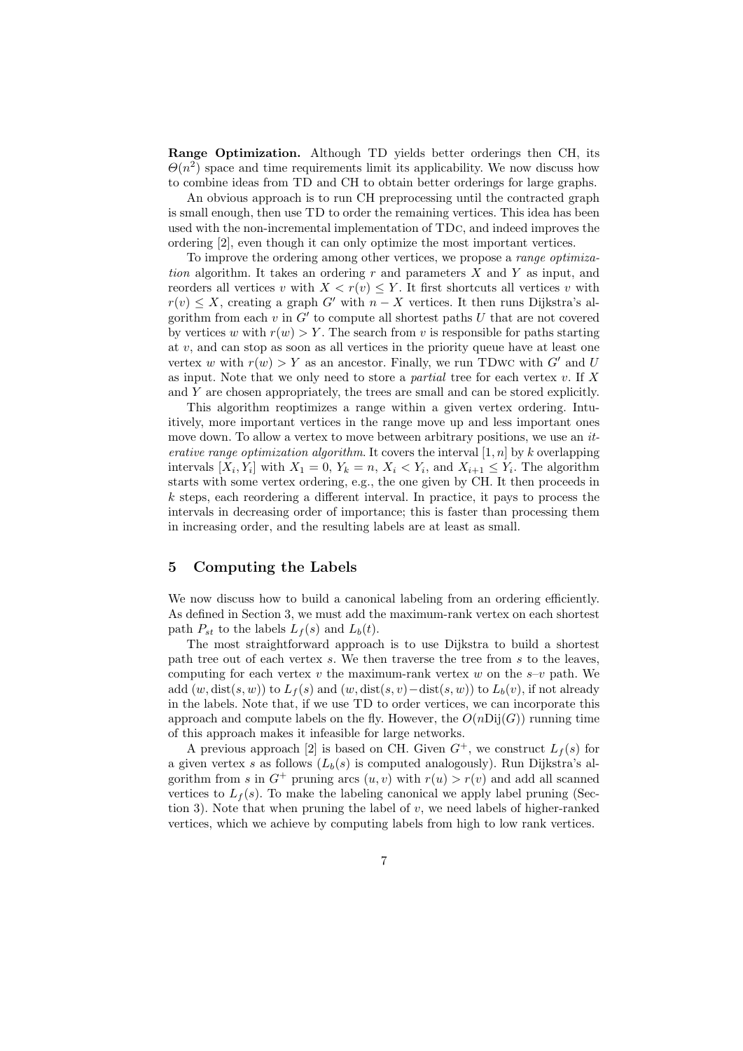**Range Optimization.** Although TD yields better orderings then CH, its $\Theta(n^2)$ space and time requirements limit its applicability. We now discuss how to combine ideas from TD and CH to obtain better orderings for large graphs.

An obvious approach is to run CH preprocessing until the contracted graph is small enough, then use TD to order the remaining vertices. This idea has been used with the non-incremental implementation of TDc, and indeed improves the ordering [2], even though it can only optimize the most important vertices.

To improve the ordering among other vertices, we propose a *range optimization* algorithm. It takes an ordering $r$ and parameters $X$ and $Y$ as input, and reorders all vertices $v$ with $X < r(v) \leq Y$. It first shortcuts all vertices $v$ with $r(v) \leq X$, creating a graph $G'$ with $n - X$ vertices. It then runs Dijkstra's algorithm from each $v$ in $G'$ to compute all shortest paths $U$ that are not covered by vertices $w$ with $r(w) > Y$. The search from $v$ is responsible for paths starting at $v$, and can stop as soon as all vertices in the priority queue have at least one vertex $w$ with $r(w) > Y$ as an ancestor. Finally, we run TDwc with $G'$ and $U$ as input. Note that we only need to store a *partial* tree for each vertex $v$. If $X$ and $Y$ are chosen appropriately, the trees are small and can be stored explicitly.

This algorithm reoptimizes a range within a given vertex ordering. Intuitively, more important vertices in the range move up and less important ones move down. To allow a vertex to move between arbitrary positions, we use an *iterative range optimization algorithm*. It covers the interval $[1, n]$ by $k$ overlapping intervals $[X_i, Y_i]$ with $X_1 = 0$, $Y_k = n$, $X_i < Y_i$, and $X_{i+1} \leq Y_i$. The algorithm starts with some vertex ordering, e.g., the one given by CH. It then proceeds in $k$ steps, each reordering a different interval. In practice, it pays to process the intervals in decreasing order of importance; this is faster than processing them in increasing order, and the resulting labels are at least as small.

## 5 Computing the Labels

We now discuss how to build a canonical labeling from an ordering efficiently. As defined in Section 3, we must add the maximum-rank vertex on each shortest path $P_{st}$ to the labels $L_f(s)$ and $L_b(t)$.

The most straightforward approach is to use Dijkstra to build a shortest path tree out of each vertex $s$. We then traverse the tree from $s$ to the leaves, computing for each vertex $v$ the maximum-rank vertex $w$ on the $s$–$v$ path. We add $(w, \text{dist}(s, w))$ to $L_f(s)$ and $(w, \text{dist}(s, v) - \text{dist}(s, w))$ to $L_b(v)$, if not already in the labels. Note that, if we use TD to order vertices, we can incorporate this approach and compute labels on the fly. However, the $O(n\text{Dij}(G))$ running time of this approach makes it infeasible for large networks.

A previous approach [2] is based on CH. Given $G^+$, we construct $L_f(s)$ for a given vertex $s$ as follows ($L_b(s)$ is computed analogously). Run Dijkstra's algorithm from $s$ in $G^+$ pruning arcs $(u, v)$ with $r(u) > r(v)$ and add all scanned vertices to $L_f(s)$. To make the labeling canonical we apply label pruning (Section 3). Note that when pruning the label of $v$, we need labels of higher-ranked vertices, which we achieve by computing labels from high to low rank vertices.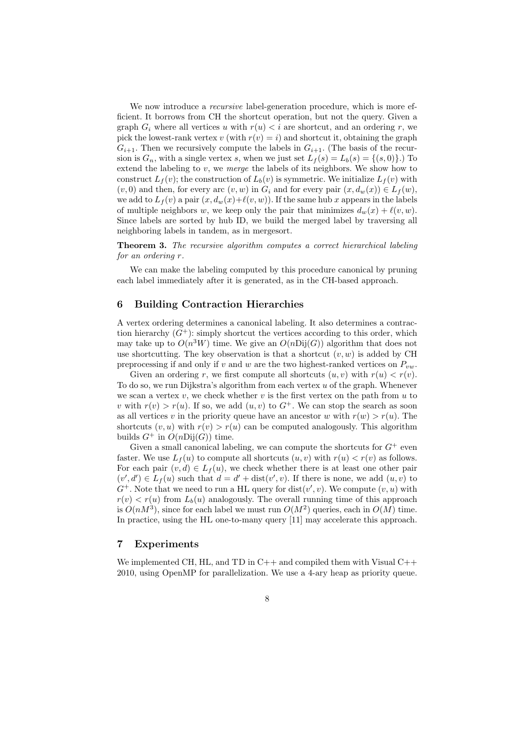We now introduce a *recursive* label-generation procedure, which is more efficient. It borrows from CH the shortcut operation, but not the query. Given a graph $G_i$ where all vertices $u$ with $r(u) < i$ are shortcut, and an ordering $r$, we pick the lowest-rank vertex $v$ (with $r(v) = i$) and shortcut it, obtaining the graph $G_{i+1}$. Then we recursively compute the labels in $G_{i+1}$. (The basis of the recursion is $G_n$, with a single vertex $s$, when we just set $L_f(s) = L_b(s) = \{(s, 0)\}$.) To extend the labeling to $v$, we *merge* the labels of its neighbors. We show how to construct $L_f(v)$; the construction of $L_b(v)$ is symmetric. We initialize $L_f(v)$ with $(v, 0)$ and then, for every arc $(v, w)$ in $G_i$ and for every pair $(x, d_w(x)) \in L_f(w)$, we add to $L_f(v)$ a pair $(x, d_w(x)+\ell(v, w))$. If the same hub $x$ appears in the labels of multiple neighbors $w$, we keep only the pair that minimizes $d_w(x) + \ell(v, w)$. Since labels are sorted by hub ID, we build the merged label by traversing all neighboring labels in tandem, as in mergesort.

**Theorem 3.** *The recursive algorithm computes a correct hierarchical labeling for an ordering* $r$.

We can make the labeling computed by this procedure canonical by pruning each label immediately after it is generated, as in the CH-based approach.

## 6 Building Contraction Hierarchies

A vertex ordering determines a canonical labeling. It also determines a contraction hierarchy ($G^+$): simply shortcut the vertices according to this order, which may take up to $O(n^3 W)$ time. We give an $O(n\text{Dij}(G))$ algorithm that does not use shortcutting. The key observation is that a shortcut $(v, w)$ is added by CH preprocessing if and only if $v$ and $w$ are the two highest-ranked vertices on $P_{vw}$.

Given an ordering $r$, we first compute all shortcuts $(u, v)$ with $r(u) < r(v)$. To do so, we run Dijkstra's algorithm from each vertex $u$ of the graph. Whenever we scan a vertex $v$, we check whether $v$ is the first vertex on the path from $u$ to $v$ with $r(v) > r(u)$. If so, we add $(u, v)$ to $G^+$. We can stop the search as soon as all vertices $v$ in the priority queue have an ancestor $w$ with $r(w) > r(u)$. The shortcuts $(v, u)$ with $r(v) > r(u)$ can be computed analogously. This algorithm builds $G^+$ in $O(n\text{Dij}(G))$ time.

Given a small canonical labeling, we can compute the shortcuts for $G^+$ even faster. We use $L_f(u)$ to compute all shortcuts $(u, v)$ with $r(u) < r(v)$ as follows. For each pair $(v, d) \in L_f(u)$, we check whether there is at least one other pair $(v', d') \in L_f(u)$ such that $d = d' + \text{dist}(v', v)$. If there is none, we add $(u, v)$ to $G^+$. Note that we need to run a HL query for $\text{dist}(v', v)$. We compute $(v, u)$ with $r(v) < r(u)$ from $L_b(u)$ analogously. The overall running time of this approach is $O(nM^3)$, since for each label we must run $O(M^2)$ queries, each in $O(M)$ time. In practice, using the HL one-to-many query [11] may accelerate this approach.

## 7 Experiments

We implemented CH, HL, and TD in C++ and compiled them with Visual C++ 2010, using OpenMP for parallelization. We use a 4-ary heap as priority queue.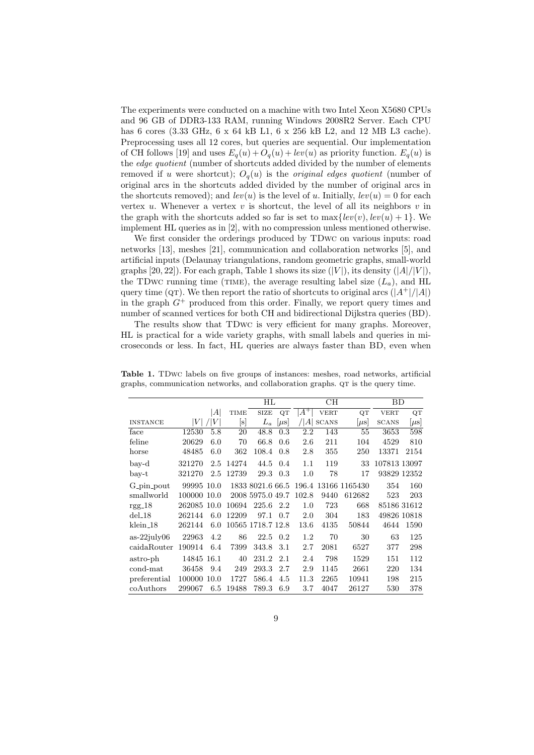The experiments were conducted on a machine with two Intel Xeon X5680 CPUs and 96 GB of DDR3-133 RAM, running Windows 2008R2 Server. Each CPU has 6 cores (3.33 GHz, 6 x 64 kB L1, 6 x 256 kB L2, and 12 MB L3 cache). Preprocessing uses all 12 cores, but queries are sequential. Our implementation of CH follows [19] and uses $E_q(u) + O_q(u) + lev(u)$ as priority function. $E_q(u)$ is the *edge quotient* (number of shortcuts added divided by the number of elements removed if $u$ were shortcut); $O_q(u)$ is the *original edges quotient* (number of original arcs in the shortcuts added divided by the number of original arcs in the shortcuts removed); and $lev(u)$ is the level of $u$. Initially, $lev(u) = 0$ for each vertex $u$. Whenever a vertex $v$ is shortcut, the level of all its neighbors $v$ in the graph with the shortcuts added so far is set to $\max\{lev(v), lev(u) + 1\}$. We implement HL queries as in [2], with no compression unless mentioned otherwise.

We first consider the orderings produced by TDwc on various inputs: road networks [13], meshes [21], communication and collaboration networks [5], and artificial inputs (Delaunay triangulations, random geometric graphs, small-world graphs [20, 22]). For each graph, Table 1 shows its size ($|V|$), its density ($|A|/|V|$), the TDwc running time (TIME), the average resulting label size ($L_a$), and HL query time (QT). We then report the ratio of shortcuts to original arcs ($|A^+|/|A|$) in the graph $G^+$ produced from this order. Finally, we report query times and number of scanned vertices for both CH and bidirectional Dijkstra queries (BD).

The results show that TDwc is very efficient for many graphs. Moreover, HL is practical for a wide variety graphs, with small labels and queries in microseconds or less. In fact, HL queries are always faster than BD, even when

**Table 1.** TDwc labels on five groups of instances: meshes, road networks, artificial graphs, communication networks, and collaboration graphs. QT is the query time.

| | | | | HL | | CH | | | BD | |
|---|---|---|---|---|---|---|---|---|---|---|
| INSTANCE | $\|V\|$ | $\|A\|$ / $\|V\|$ | TIME [s] | SIZE $L_a$ | QT [$\mu$s] | $\|A^+\|$ / $\|A\|$ | VERT SCANS | QT [$\mu$s] | VERT SCANS | QT [$\mu$s] |
| face | 12530 | 5.8 | 20 | 48.8 | 0.3 | 2.2 | 143 | 55 | 3653 | 598 |
| feline | 20629 | 6.0 | 70 | 66.8 | 0.6 | 2.6 | 211 | 104 | 4529 | 810 |
| horse | 48485 | 6.0 | 362 | 108.4 | 0.8 | 2.8 | 355 | 250 | 13371 | 2154 |
| bay-d | 321270 | 2.5 | 14274 | 44.5 | 0.4 | 1.1 | 119 | 33 | 107813 | 13097 |
| bay-t | 321270 | 2.5 | 12739 | 29.3 | 0.3 | 1.0 | 78 | 17 | 93829 | 12352 |
| G_pin_pout | 99995 | 10.0 | 1833 | 8021.6 | 66.5 | 196.4 | 13166 | 1165430 | 354 | 160 |
| smallworld | 100000 | 10.0 | 2008 | 5975.0 | 49.7 | 102.8 | 9440 | 612682 | 523 | 203 |
| rgg_18 | 262085 | 10.0 | 10694 | 225.6 | 2.2 | 1.0 | 723 | 668 | 85186 | 31612 |
| del_18 | 262144 | 6.0 | 12209 | 97.1 | 0.7 | 2.0 | 304 | 183 | 49826 | 10818 |
| klein_18 | 262144 | 6.0 | 10565 | 1718.7 | 12.8 | 13.6 | 4135 | 50844 | 4644 | 1590 |
| as-22july06 | 22963 | 4.2 | 86 | 22.5 | 0.2 | 1.2 | 70 | 30 | 63 | 125 |
| caidaRouter | 190914 | 6.4 | 7399 | 343.8 | 3.1 | 2.7 | 2081 | 6527 | 377 | 298 |
| astro-ph | 14845 | 16.1 | 40 | 231.2 | 2.1 | 2.4 | 798 | 1529 | 151 | 112 |
| cond-mat | 36458 | 9.4 | 249 | 293.3 | 2.7 | 2.9 | 1145 | 2661 | 220 | 134 |
| preferential | 100000 | 10.0 | 1727 | 586.4 | 4.5 | 11.3 | 2265 | 10941 | 198 | 215 |
| coAuthors | 299067 | 6.5 | 19488 | 789.3 | 6.9 | 3.7 | 4047 | 26127 | 530 | 378 |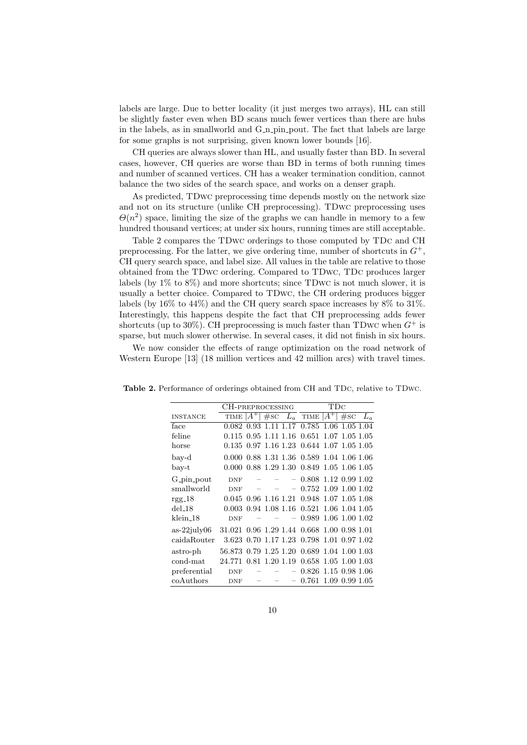labels are large. Due to better locality (it just merges two arrays), HL can still be slightly faster even when BD scans much fewer vertices than there are hubs in the labels, as in smallworld and G_n_pin_pout. The fact that labels are large for some graphs is not surprising, given known lower bounds [16].

CH queries are always slower than HL, and usually faster than BD. In several cases, however, CH queries are worse than BD in terms of both running times and number of scanned vertices. CH has a weaker termination condition, cannot balance the two sides of the search space, and works on a denser graph.

As predicted, TDwc preprocessing time depends mostly on the network size and not on its structure (unlike CH preprocessing). TDwc preprocessing uses $\Theta(n^2)$ space, limiting the size of the graphs we can handle in memory to a few hundred thousand vertices; at under six hours, running times are still acceptable.

Table 2 compares the TDwc orderings to those computed by TDc and CH preprocessing. For the latter, we give ordering time, number of shortcuts in $G^+$, CH query search space, and label size. All values in the table are relative to those obtained from the TDwc ordering. Compared to TDwc, TDc produces larger labels (by 1% to 8%) and more shortcuts; since TDwc is not much slower, it is usually a better choice. Compared to TDwc, the CH ordering produces bigger labels (by 16% to 44%) and the CH query search space increases by 8% to 31%. Interestingly, this happens despite the fact that CH preprocessing adds fewer shortcuts (up to 30%). CH preprocessing is much faster than TDwc when $G^+$ is sparse, but much slower otherwise. In several cases, it did not finish in six hours.

We now consider the effects of range optimization on the road network of Western Europe [13] (18 million vertices and 42 million arcs) with travel times.

**Table 2.** Performance of orderings obtained from CH and TDc, relative to TDwc.

| | CH-preprocessing | | | | TDc | | | |
|---|---|---|---|---|---|---|---|---|
| instance | time | $\lvert A^+\rvert$ | #sc | $L_a$ | time | $\lvert A^+\rvert$ | #sc | $L_a$ |
| face | 0.082 | 0.93 | 1.11 | 1.17 | 0.785 | 1.06 | 1.05 | 1.04 |
| feline | 0.115 | 0.95 | 1.11 | 1.16 | 0.651 | 1.07 | 1.05 | 1.05 |
| horse | 0.135 | 0.97 | 1.16 | 1.23 | 0.644 | 1.07 | 1.05 | 1.05 |
| bay-d | 0.000 | 0.88 | 1.31 | 1.36 | 0.589 | 1.04 | 1.06 | 1.06 |
| bay-t | 0.000 | 0.88 | 1.29 | 1.30 | 0.849 | 1.05 | 1.06 | 1.05 |
| G_pin_pout | DNF | – | – | – | 0.808 | 1.12 | 0.99 | 1.02 |
| smallworld | DNF | – | – | – | 0.752 | 1.09 | 1.00 | 1.02 |
| rgg_18 | 0.045 | 0.96 | 1.16 | 1.21 | 0.948 | 1.07 | 1.05 | 1.08 |
| del_18 | 0.003 | 0.94 | 1.08 | 1.16 | 0.521 | 1.06 | 1.04 | 1.05 |
| klein_18 | DNF | – | – | – | 0.989 | 1.06 | 1.00 | 1.02 |
| as-22july06 | 31.021 | 0.96 | 1.29 | 1.44 | 0.668 | 1.00 | 0.98 | 1.01 |
| caidaRouter | 3.623 | 0.70 | 1.17 | 1.23 | 0.798 | 1.01 | 0.97 | 1.02 |
| astro-ph | 56.873 | 0.79 | 1.25 | 1.20 | 0.689 | 1.04 | 1.00 | 1.03 |
| cond-mat | 24.771 | 0.81 | 1.20 | 1.19 | 0.658 | 1.05 | 1.00 | 1.03 |
| preferential | DNF | – | – | – | 0.826 | 1.15 | 0.98 | 1.06 |
| coAuthors | DNF | – | – | – | 0.761 | 1.09 | 0.99 | 1.05 |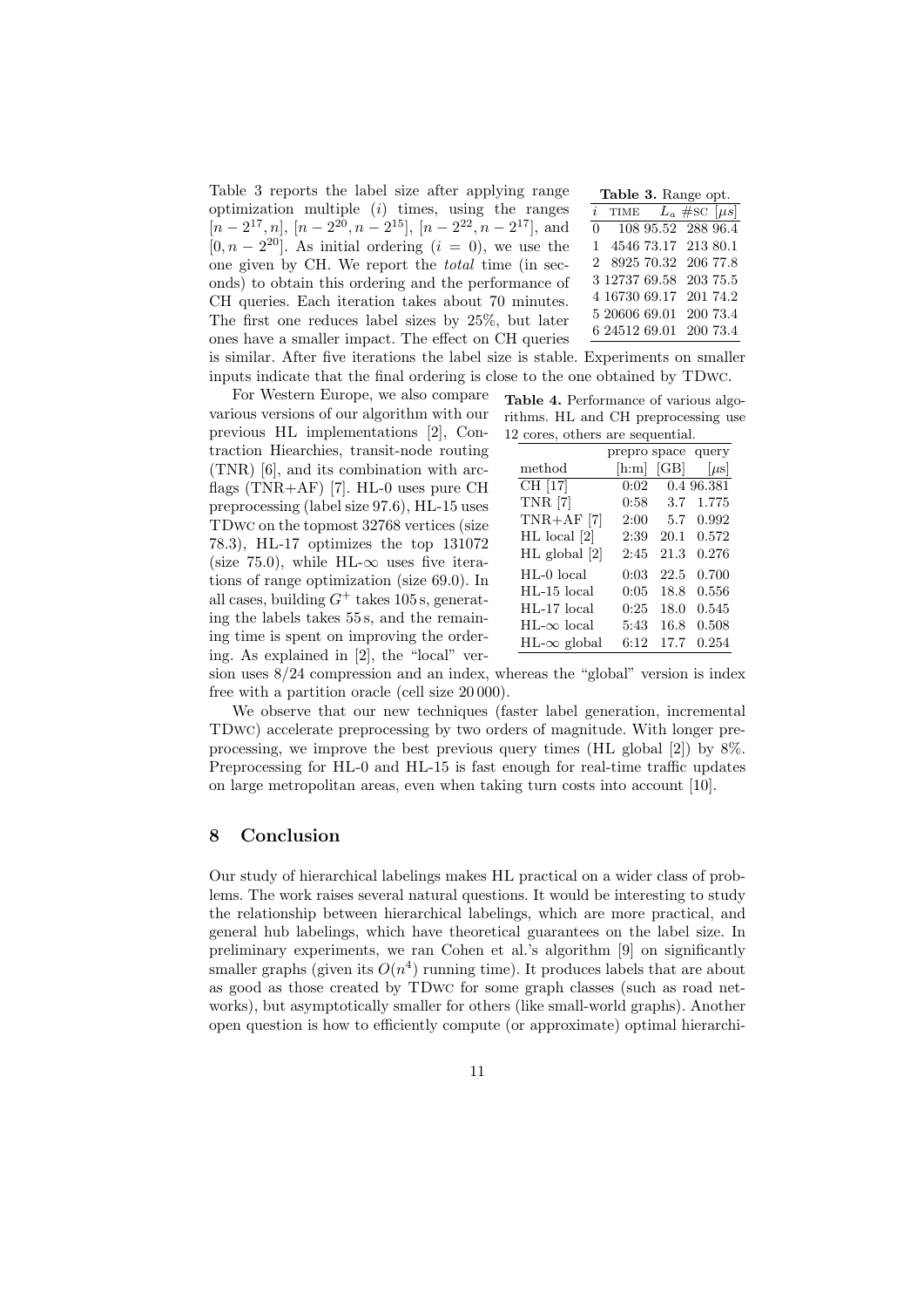Table 3 reports the label size after applying range optimization multiple ($i$) times, using the ranges $[n-2^{17}, n]$, $[n-2^{20}, n-2^{15}]$, $[n-2^{22}, n-2^{17}]$, and $[0, n-2^{20}]$. As initial ordering ($i = 0$), we use the one given by CH. We report the *total* time (in seconds) to obtain this ordering and the performance of CH queries. Each iteration takes about 70 minutes. The first one reduces label sizes by 25%, but later ones have a smaller impact. The effect on CH queries is similar. After five iterations the label size is stable. Experiments on smaller inputs indicate that the final ordering is close to the one obtained by TDwc.

**Table 3.** Range opt.

| $i$ | TIME | $L_a$ | #SC | [$\mu s$] |
|---|---|---|---|---|
| 0 | 108 | 95.52 | 288 | 96.4 |
| 1 | 4546 | 73.17 | 213 | 80.1 |
| 2 | 8925 | 70.32 | 206 | 77.8 |
| 3 | 12737 | 69.58 | 203 | 75.5 |
| 4 | 16730 | 69.17 | 201 | 74.2 |
| 5 | 20606 | 69.01 | 200 | 73.4 |
| 6 | 24512 | 69.01 | 200 | 73.4 |

For Western Europe, we also compare various versions of our algorithm with our previous HL implementations [2], Contraction Hiearchies, transit-node routing (TNR) [6], and its combination with arc-flags (TNR+AF) [7]. HL-0 uses pure CH preprocessing (label size 97.6), HL-15 uses TDwc on the topmost 32768 vertices (size 78.3), HL-17 optimizes the top 131072 (size 75.0), while HL-$\infty$ uses five iterations of range optimization (size 69.0). In all cases, building $G^+$ takes 105 s, generating the labels takes 55 s, and the remaining time is spent on improving the ordering. As explained in [2], the "local" version uses 8/24 compression and an index, whereas the "global" version is index free with a partition oracle (cell size 20 000).

**Table 4.** Performance of various algorithms. HL and CH preprocessing use 12 cores, others are sequential.

| method | prepro [h:m] | space [GB] | query [$\mu s$] |
|---|---|---|---|
| CH [17] | 0:02 | 0.4 | 96.381 |
| TNR [7] | 0:58 | 3.7 | 1.775 |
| TNR+AF [7] | 2:00 | 5.7 | 0.992 |
| HL local [2] | 2:39 | 20.1 | 0.572 |
| HL global [2] | 2:45 | 21.3 | 0.276 |
| HL-0 local | 0:03 | 22.5 | 0.700 |
| HL-15 local | 0:05 | 18.8 | 0.556 |
| HL-17 local | 0:25 | 18.0 | 0.545 |
| HL-$\infty$ local | 5:43 | 16.8 | 0.508 |
| HL-$\infty$ global | 6:12 | 17.7 | 0.254 |

We observe that our new techniques (faster label generation, incremental TDwc) accelerate preprocessing by two orders of magnitude. With longer preprocessing, we improve the best previous query times (HL global [2]) by 8%. Preprocessing for HL-0 and HL-15 is fast enough for real-time traffic updates on large metropolitan areas, even when taking turn costs into account [10].

## 8 Conclusion

Our study of hierarchical labelings makes HL practical on a wider class of problems. The work raises several natural questions. It would be interesting to study the relationship between hierarchical labelings, which are more practical, and general hub labelings, which have theoretical guarantees on the label size. In preliminary experiments, we ran Cohen et al.'s algorithm [9] on significantly smaller graphs (given its $O(n^4)$ running time). It produces labels that are about as good as those created by TDwc for some graph classes (such as road networks), but asymptotically smaller for others (like small-world graphs). Another open question is how to efficiently compute (or approximate) optimal hierarchi-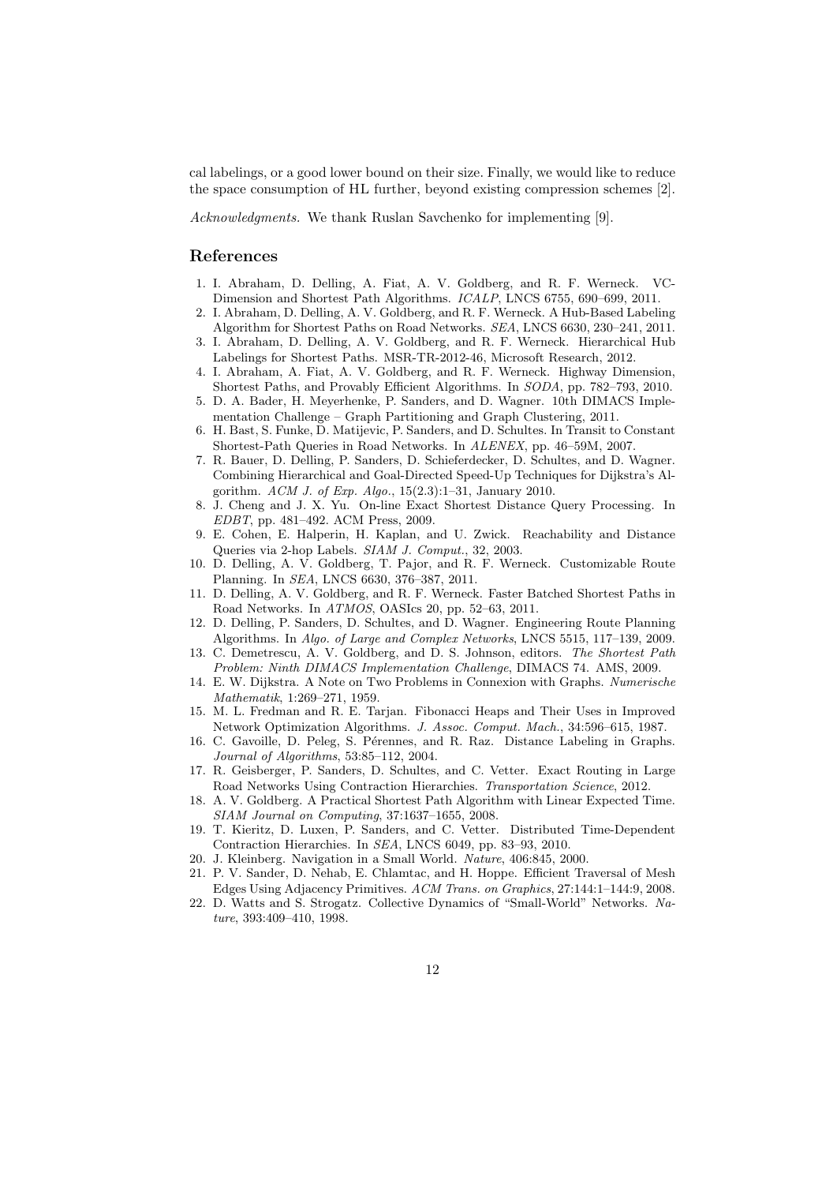cal labelings, or a good lower bound on their size. Finally, we would like to reduce the space consumption of HL further, beyond existing compression schemes [2].

*Acknowledgments.* We thank Ruslan Savchenko for implementing [9].

## References

1. I. Abraham, D. Delling, A. Fiat, A. V. Goldberg, and R. F. Werneck. VC-Dimension and Shortest Path Algorithms. *ICALP*, LNCS 6755, 690–699, 2011.
2. I. Abraham, D. Delling, A. V. Goldberg, and R. F. Werneck. A Hub-Based Labeling Algorithm for Shortest Paths on Road Networks. *SEA*, LNCS 6630, 230–241, 2011.
3. I. Abraham, D. Delling, A. V. Goldberg, and R. F. Werneck. Hierarchical Hub Labelings for Shortest Paths. MSR-TR-2012-46, Microsoft Research, 2012.
4. I. Abraham, A. Fiat, A. V. Goldberg, and R. F. Werneck. Highway Dimension, Shortest Paths, and Provably Efficient Algorithms. In *SODA*, pp. 782–793, 2010.
5. D. A. Bader, H. Meyerhenke, P. Sanders, and D. Wagner. 10th DIMACS Implementation Challenge – Graph Partitioning and Graph Clustering, 2011.
6. H. Bast, S. Funke, D. Matijevic, P. Sanders, and D. Schultes. In Transit to Constant Shortest-Path Queries in Road Networks. In *ALENEX*, pp. 46–59M, 2007.
7. R. Bauer, D. Delling, P. Sanders, D. Schieferdecker, D. Schultes, and D. Wagner. Combining Hierarchical and Goal-Directed Speed-Up Techniques for Dijkstra's Algorithm. *ACM J. of Exp. Algo.*, 15(2.3):1–31, January 2010.
8. J. Cheng and J. X. Yu. On-line Exact Shortest Distance Query Processing. In *EDBT*, pp. 481–492. ACM Press, 2009.
9. E. Cohen, E. Halperin, H. Kaplan, and U. Zwick. Reachability and Distance Queries via 2-hop Labels. *SIAM J. Comput.*, 32, 2003.
10. D. Delling, A. V. Goldberg, T. Pajor, and R. F. Werneck. Customizable Route Planning. In *SEA*, LNCS 6630, 376–387, 2011.
11. D. Delling, A. V. Goldberg, and R. F. Werneck. Faster Batched Shortest Paths in Road Networks. In *ATMOS*, OASIcs 20, pp. 52–63, 2011.
12. D. Delling, P. Sanders, D. Schultes, and D. Wagner. Engineering Route Planning Algorithms. In *Algo. of Large and Complex Networks*, LNCS 5515, 117–139, 2009.
13. C. Demetrescu, A. V. Goldberg, and D. S. Johnson, editors. *The Shortest Path Problem: Ninth DIMACS Implementation Challenge*, DIMACS 74. AMS, 2009.
14. E. W. Dijkstra. A Note on Two Problems in Connexion with Graphs. *Numerische Mathematik*, 1:269–271, 1959.
15. M. L. Fredman and R. E. Tarjan. Fibonacci Heaps and Their Uses in Improved Network Optimization Algorithms. *J. Assoc. Comput. Mach.*, 34:596–615, 1987.
16. C. Gavoille, D. Peleg, S. Pérennes, and R. Raz. Distance Labeling in Graphs. *Journal of Algorithms*, 53:85–112, 2004.
17. R. Geisberger, P. Sanders, D. Schultes, and C. Vetter. Exact Routing in Large Road Networks Using Contraction Hierarchies. *Transportation Science*, 2012.
18. A. V. Goldberg. A Practical Shortest Path Algorithm with Linear Expected Time. *SIAM Journal on Computing*, 37:1637–1655, 2008.
19. T. Kieritz, D. Luxen, P. Sanders, and C. Vetter. Distributed Time-Dependent Contraction Hierarchies. In *SEA*, LNCS 6049, pp. 83–93, 2010.
20. J. Kleinberg. Navigation in a Small World. *Nature*, 406:845, 2000.
21. P. V. Sander, D. Nehab, E. Chlamtac, and H. Hoppe. Efficient Traversal of Mesh Edges Using Adjacency Primitives. *ACM Trans. on Graphics*, 27:144:1–144:9, 2008.
22. D. Watts and S. Strogatz. Collective Dynamics of "Small-World" Networks. *Nature*, 393:409–410, 1998.